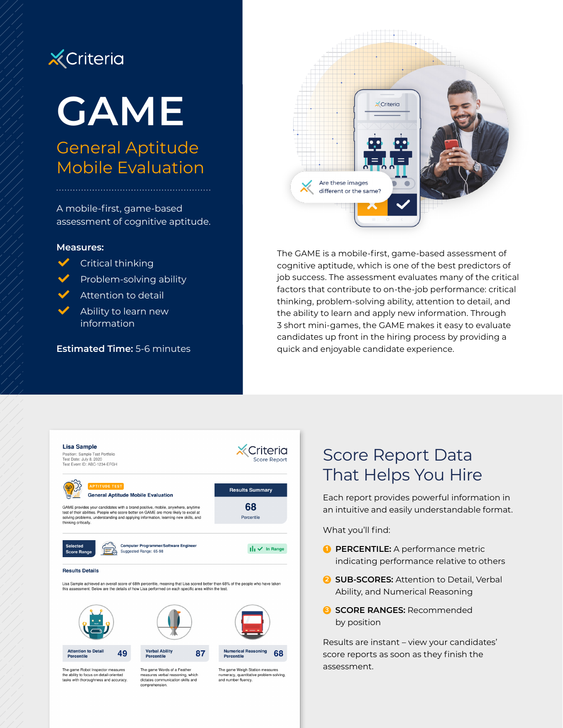Criteria

# GAME

## General Aptitude Mobile Evaluation

A mobile-first, game-based assessment of cognitive aptitude.

**Measures:**

- Critical thinking
- Problem-solving ability
- Attention to detail
- Ability to learn new information

**Estimated Time:** 5-6 minutes

Are these images different or the same?

The GAME is a mobile-first, game-based assessment of cognitive aptitude, which is one of the best predictors of job success. The assessment evaluates many of the critical factors that contribute to on-the-job performance: critical thinking, problem-solving ability, attention to detail, and the ability to learn and apply new information. Through 3 short mini-games, the GAME makes it easy to evaluate candidates up front in the hiring process by providing a quick and enjoyable candidate experience.

**Lisa Sample**
Position: Sample Test Portfolio
Test Date: July 8, 2020
Test Event ID: ABC-1234-EFGH

Criteria Score Report

APTITUDE TEST
**General Aptitude Mobile Evaluation**

GAME provides your candidates with a brand positive, mobile, anywhere, anytime test of their abilities. People who score better on GAME are more likely to excel at solving problems, understanding and applying information, learning new skills, and thinking critically.

**Results Summary**
68
Percentile

Selected Score Range — Computer Programmer/Software Engineer, Suggested Range: 65-98 — In Range

**Results Details**

Lisa Sample achieved an overall score of 68th percentile, meaning that Lisa scored better than 68% of the people who have taken this assessment. Below are the details of how Lisa performed on each specific area within the test.

| Attention to Detail Percentile | Verbal Ability Percentile | Numerical Reasoning Percentile |
|---|---|---|
| 49 | 87 | 68 |
| The game Robot Inspector measures the ability to focus on detail-oriented tasks with thoroughness and accuracy. | The game Words of a Feather measures verbal reasoning, which dictates communication skills and comprehension. | The game Weigh Station measures numeracy, quantitative problem-solving, and number fluency. |

## Score Report Data That Helps You Hire

Each report provides powerful information in an intuitive and easily understandable format.

What you'll find:

1. **PERCENTILE:** A performance metric indicating performance relative to others
2. **SUB-SCORES:** Attention to Detail, Verbal Ability, and Numerical Reasoning
3. **SCORE RANGES:** Recommended by position

Results are instant – view your candidates' score reports as soon as they finish the assessment.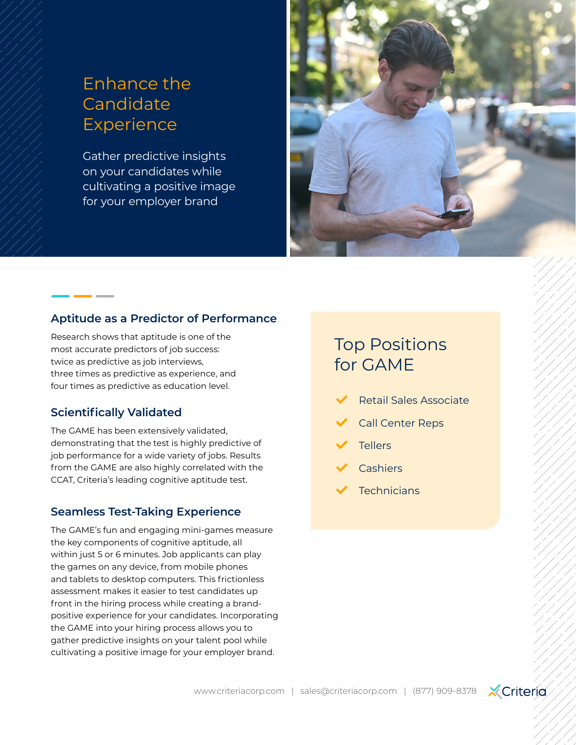# Enhance the Candidate Experience

Gather predictive insights on your candidates while cultivating a positive image for your employer brand

## Aptitude as a Predictor of Performance

Research shows that aptitude is one of the most accurate predictors of job success: twice as predictive as job interviews, three times as predictive as experience, and four times as predictive as education level.

## Scientifically Validated

The GAME has been extensively validated, demonstrating that the test is highly predictive of job performance for a wide variety of jobs. Results from the GAME are also highly correlated with the CCAT, Criteria's leading cognitive aptitude test.

## Seamless Test-Taking Experience

The GAME's fun and engaging mini-games measure the key components of cognitive aptitude, all within just 5 or 6 minutes. Job applicants can play the games on any device, from mobile phones and tablets to desktop computers. This frictionless assessment makes it easier to test candidates up front in the hiring process while creating a brand-positive experience for your candidates. Incorporating the GAME into your hiring process allows you to gather predictive insights on your talent pool while cultivating a positive image for your employer brand.

## Top Positions for GAME

- Retail Sales Associate
- Call Center Reps
- Tellers
- Cashiers
- Technicians

www.criteriacorp.com | sales@criteriacorp.com | (877) 909-8378 Criteria